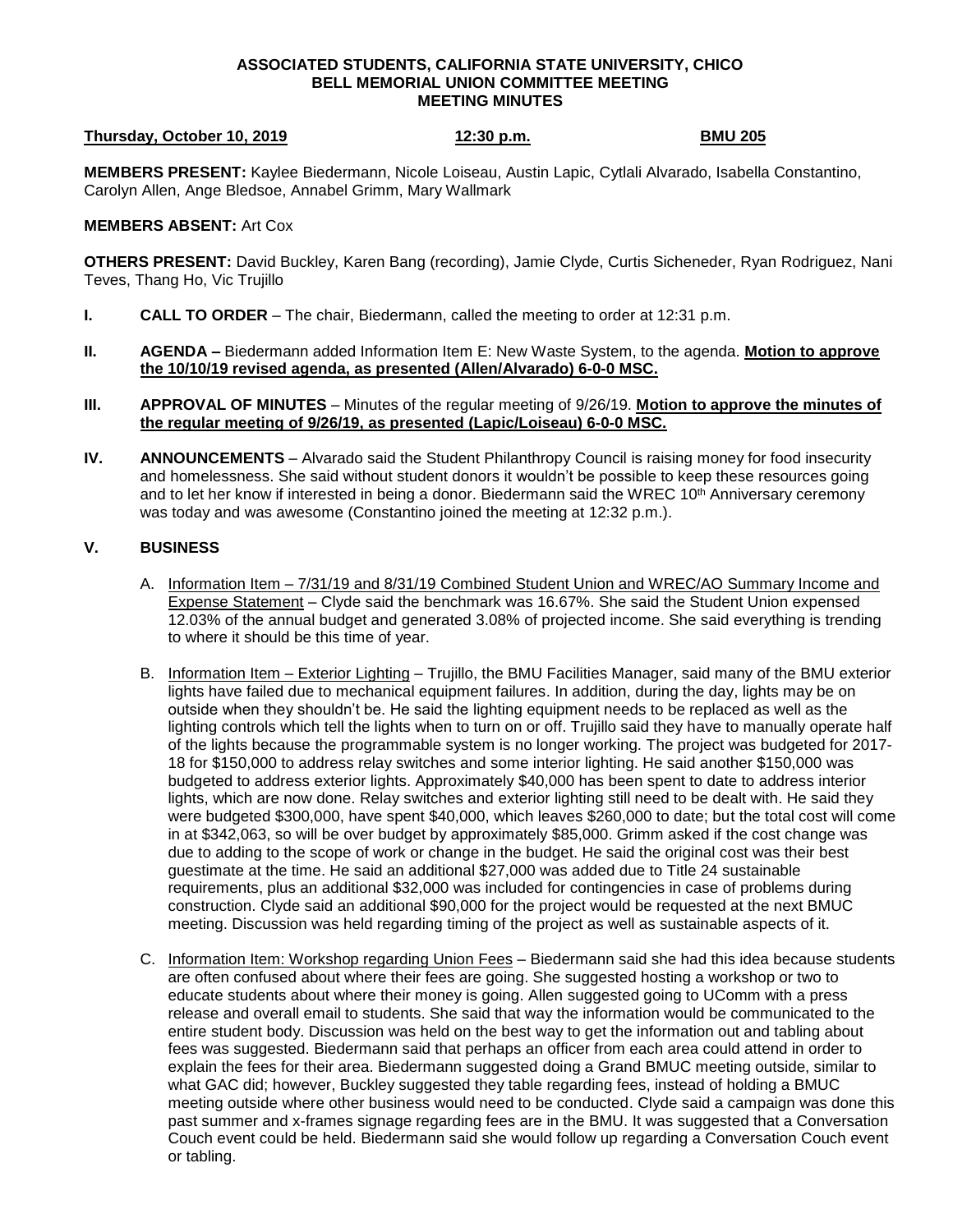**ASSOCIATED STUDENTS, CALIFORNIA STATE UNIVERSITY, CHICO**
**BELL MEMORIAL UNION COMMITTEE MEETING**
**MEETING MINUTES**

**Thursday, October 10, 2019** **12:30 p.m.** **BMU 205**

**MEMBERS PRESENT:** Kaylee Biedermann, Nicole Loiseau, Austin Lapic, Cytlali Alvarado, Isabella Constantino, Carolyn Allen, Ange Bledsoe, Annabel Grimm, Mary Wallmark

**MEMBERS ABSENT:** Art Cox

**OTHERS PRESENT:** David Buckley, Karen Bang (recording), Jamie Clyde, Curtis Sicheneder, Ryan Rodriguez, Nani Teves, Thang Ho, Vic Trujillo

**I. CALL TO ORDER** – The chair, Biedermann, called the meeting to order at 12:31 p.m.

**II. AGENDA –** Biedermann added Information Item E: New Waste System, to the agenda. **Motion to approve the 10/10/19 revised agenda, as presented (Allen/Alvarado) 6-0-0 MSC.**

**III. APPROVAL OF MINUTES** – Minutes of the regular meeting of 9/26/19. **Motion to approve the minutes of the regular meeting of 9/26/19, as presented (Lapic/Loiseau) 6-0-0 MSC.**

**IV. ANNOUNCEMENTS** – Alvarado said the Student Philanthropy Council is raising money for food insecurity and homelessness. She said without student donors it wouldn't be possible to keep these resources going and to let her know if interested in being a donor. Biedermann said the WREC 10th Anniversary ceremony was today and was awesome (Constantino joined the meeting at 12:32 p.m.).

**V. BUSINESS**

A. Information Item – 7/31/19 and 8/31/19 Combined Student Union and WREC/AO Summary Income and Expense Statement – Clyde said the benchmark was 16.67%. She said the Student Union expensed 12.03% of the annual budget and generated 3.08% of projected income. She said everything is trending to where it should be this time of year.

B. Information Item – Exterior Lighting – Trujillo, the BMU Facilities Manager, said many of the BMU exterior lights have failed due to mechanical equipment failures. In addition, during the day, lights may be on outside when they shouldn't be. He said the lighting equipment needs to be replaced as well as the lighting controls which tell the lights when to turn on or off. Trujillo said they have to manually operate half of the lights because the programmable system is no longer working. The project was budgeted for 2017-18 for $150,000 to address relay switches and some interior lighting. He said another $150,000 was budgeted to address exterior lights. Approximately $40,000 has been spent to date to address interior lights, which are now done. Relay switches and exterior lighting still need to be dealt with. He said they were budgeted $300,000, have spent $40,000, which leaves $260,000 to date; but the total cost will come in at $342,063, so will be over budget by approximately $85,000. Grimm asked if the cost change was due to adding to the scope of work or change in the budget. He said the original cost was their best guestimate at the time. He said an additional $27,000 was added due to Title 24 sustainable requirements, plus an additional $32,000 was included for contingencies in case of problems during construction. Clyde said an additional $90,000 for the project would be requested at the next BMUC meeting. Discussion was held regarding timing of the project as well as sustainable aspects of it.

C. Information Item: Workshop regarding Union Fees – Biedermann said she had this idea because students are often confused about where their fees are going. She suggested hosting a workshop or two to educate students about where their money is going. Allen suggested going to UComm with a press release and overall email to students. She said that way the information would be communicated to the entire student body. Discussion was held on the best way to get the information out and tabling about fees was suggested. Biedermann said that perhaps an officer from each area could attend in order to explain the fees for their area. Biedermann suggested doing a Grand BMUC meeting outside, similar to what GAC did; however, Buckley suggested they table regarding fees, instead of holding a BMUC meeting outside where other business would need to be conducted. Clyde said a campaign was done this past summer and x-frames signage regarding fees are in the BMU. It was suggested that a Conversation Couch event could be held. Biedermann said she would follow up regarding a Conversation Couch event or tabling.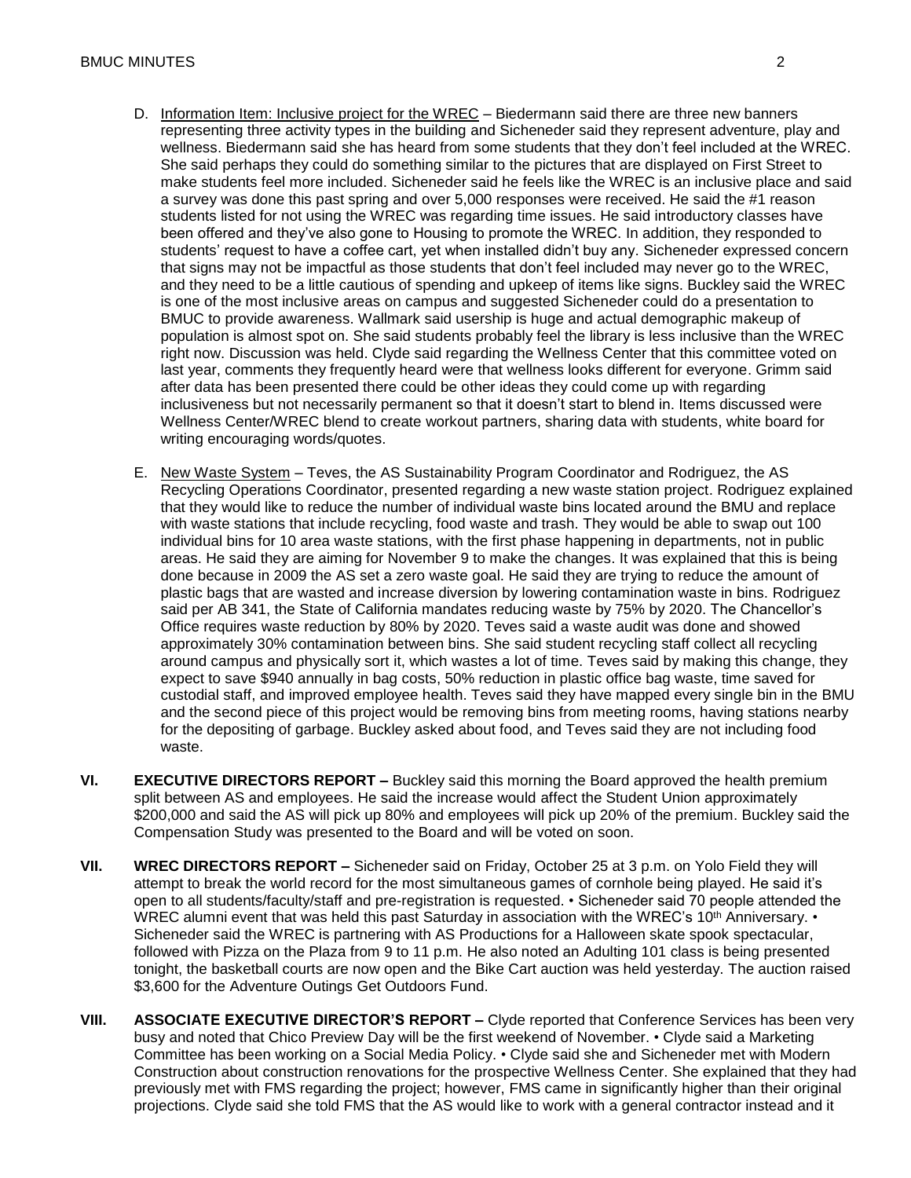D. Information Item: Inclusive project for the WREC – Biedermann said there are three new banners representing three activity types in the building and Sicheneder said they represent adventure, play and wellness. Biedermann said she has heard from some students that they don't feel included at the WREC. She said perhaps they could do something similar to the pictures that are displayed on First Street to make students feel more included. Sicheneder said he feels like the WREC is an inclusive place and said a survey was done this past spring and over 5,000 responses were received. He said the #1 reason students listed for not using the WREC was regarding time issues. He said introductory classes have been offered and they've also gone to Housing to promote the WREC. In addition, they responded to students' request to have a coffee cart, yet when installed didn't buy any. Sicheneder expressed concern that signs may not be impactful as those students that don't feel included may never go to the WREC, and they need to be a little cautious of spending and upkeep of items like signs. Buckley said the WREC is one of the most inclusive areas on campus and suggested Sicheneder could do a presentation to BMUC to provide awareness. Wallmark said usership is huge and actual demographic makeup of population is almost spot on. She said students probably feel the library is less inclusive than the WREC right now. Discussion was held. Clyde said regarding the Wellness Center that this committee voted on last year, comments they frequently heard were that wellness looks different for everyone. Grimm said after data has been presented there could be other ideas they could come up with regarding inclusiveness but not necessarily permanent so that it doesn't start to blend in. Items discussed were Wellness Center/WREC blend to create workout partners, sharing data with students, white board for writing encouraging words/quotes.

E. New Waste System – Teves, the AS Sustainability Program Coordinator and Rodriguez, the AS Recycling Operations Coordinator, presented regarding a new waste station project. Rodriguez explained that they would like to reduce the number of individual waste bins located around the BMU and replace with waste stations that include recycling, food waste and trash. They would be able to swap out 100 individual bins for 10 area waste stations, with the first phase happening in departments, not in public areas. He said they are aiming for November 9 to make the changes. It was explained that this is being done because in 2009 the AS set a zero waste goal. He said they are trying to reduce the amount of plastic bags that are wasted and increase diversion by lowering contamination waste in bins. Rodriguez said per AB 341, the State of California mandates reducing waste by 75% by 2020. The Chancellor's Office requires waste reduction by 80% by 2020. Teves said a waste audit was done and showed approximately 30% contamination between bins. She said student recycling staff collect all recycling around campus and physically sort it, which wastes a lot of time. Teves said by making this change, they expect to save $940 annually in bag costs, 50% reduction in plastic office bag waste, time saved for custodial staff, and improved employee health. Teves said they have mapped every single bin in the BMU and the second piece of this project would be removing bins from meeting rooms, having stations nearby for the depositing of garbage. Buckley asked about food, and Teves said they are not including food waste.

**VI. EXECUTIVE DIRECTORS REPORT –** Buckley said this morning the Board approved the health premium split between AS and employees. He said the increase would affect the Student Union approximately $200,000 and said the AS will pick up 80% and employees will pick up 20% of the premium. Buckley said the Compensation Study was presented to the Board and will be voted on soon.

**VII. WREC DIRECTORS REPORT –** Sicheneder said on Friday, October 25 at 3 p.m. on Yolo Field they will attempt to break the world record for the most simultaneous games of cornhole being played. He said it's open to all students/faculty/staff and pre-registration is requested. • Sicheneder said 70 people attended the WREC alumni event that was held this past Saturday in association with the WREC's 10th Anniversary. • Sicheneder said the WREC is partnering with AS Productions for a Halloween skate spook spectacular, followed with Pizza on the Plaza from 9 to 11 p.m. He also noted an Adulting 101 class is being presented tonight, the basketball courts are now open and the Bike Cart auction was held yesterday. The auction raised $3,600 for the Adventure Outings Get Outdoors Fund.

**VIII. ASSOCIATE EXECUTIVE DIRECTOR'S REPORT –** Clyde reported that Conference Services has been very busy and noted that Chico Preview Day will be the first weekend of November. • Clyde said a Marketing Committee has been working on a Social Media Policy. • Clyde said she and Sicheneder met with Modern Construction about construction renovations for the prospective Wellness Center. She explained that they had previously met with FMS regarding the project; however, FMS came in significantly higher than their original projections. Clyde said she told FMS that the AS would like to work with a general contractor instead and it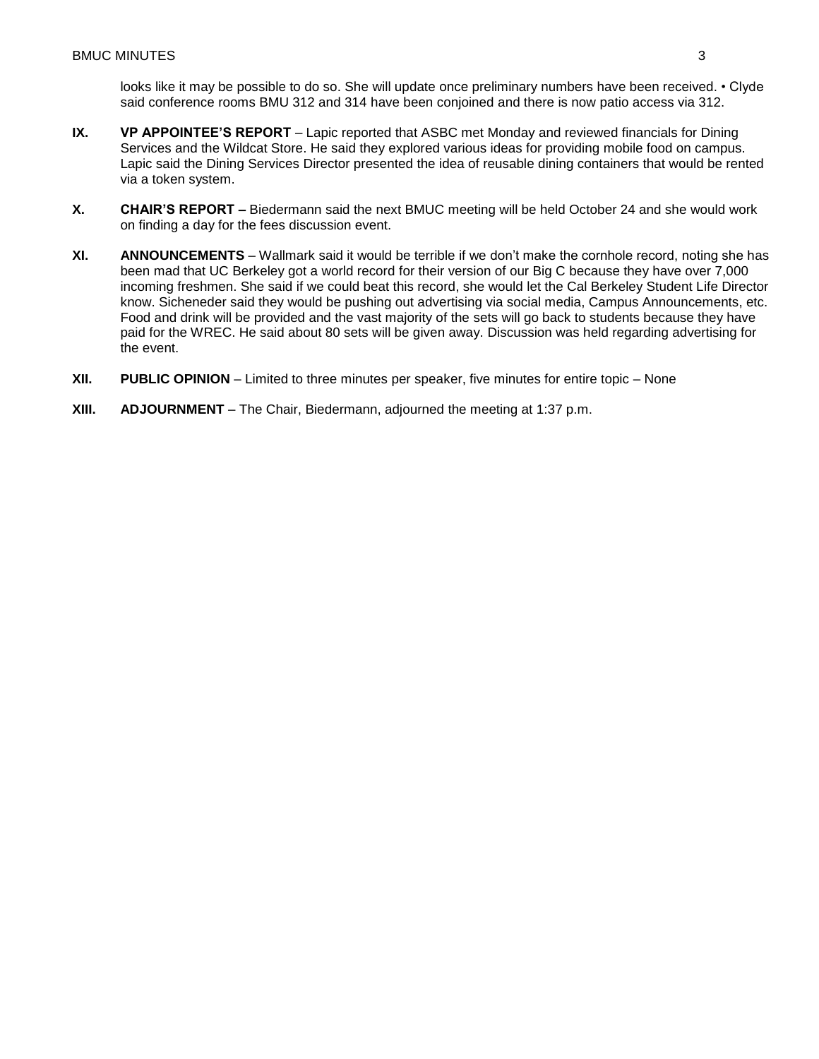looks like it may be possible to do so. She will update once preliminary numbers have been received. • Clyde said conference rooms BMU 312 and 314 have been conjoined and there is now patio access via 312.

**IX. VP APPOINTEE'S REPORT** – Lapic reported that ASBC met Monday and reviewed financials for Dining Services and the Wildcat Store. He said they explored various ideas for providing mobile food on campus. Lapic said the Dining Services Director presented the idea of reusable dining containers that would be rented via a token system.

**X. CHAIR'S REPORT –** Biedermann said the next BMUC meeting will be held October 24 and she would work on finding a day for the fees discussion event.

**XI. ANNOUNCEMENTS** – Wallmark said it would be terrible if we don't make the cornhole record, noting she has been mad that UC Berkeley got a world record for their version of our Big C because they have over 7,000 incoming freshmen. She said if we could beat this record, she would let the Cal Berkeley Student Life Director know. Sicheneder said they would be pushing out advertising via social media, Campus Announcements, etc. Food and drink will be provided and the vast majority of the sets will go back to students because they have paid for the WREC. He said about 80 sets will be given away. Discussion was held regarding advertising for the event.

**XII. PUBLIC OPINION** – Limited to three minutes per speaker, five minutes for entire topic – None

**XIII. ADJOURNMENT** – The Chair, Biedermann, adjourned the meeting at 1:37 p.m.